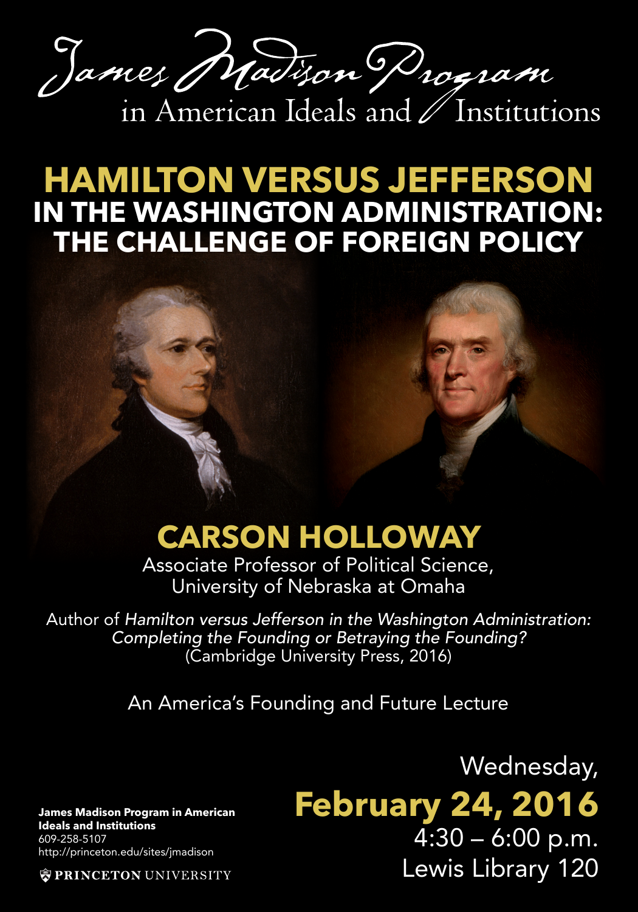# James Madison Program in American Ideals and Institutions

## HAMILTON VERSUS JEFFERSON IN THE WASHINGTON ADMINISTRATION: THE CHALLENGE OF FOREIGN POLICY

## CARSON HOLLOWAY

Associate Professor of Political Science,
University of Nebraska at Omaha

Author of *Hamilton versus Jefferson in the Washington Administration: Completing the Founding or Betraying the Founding?* (Cambridge University Press, 2016)

An America's Founding and Future Lecture

Wednesday,
**February 24, 2016**
4:30 – 6:00 p.m.
Lewis Library 120

**James Madison Program in American Ideals and Institutions**
609-258-5107
http://princeton.edu/sites/jmadison

PRINCETON UNIVERSITY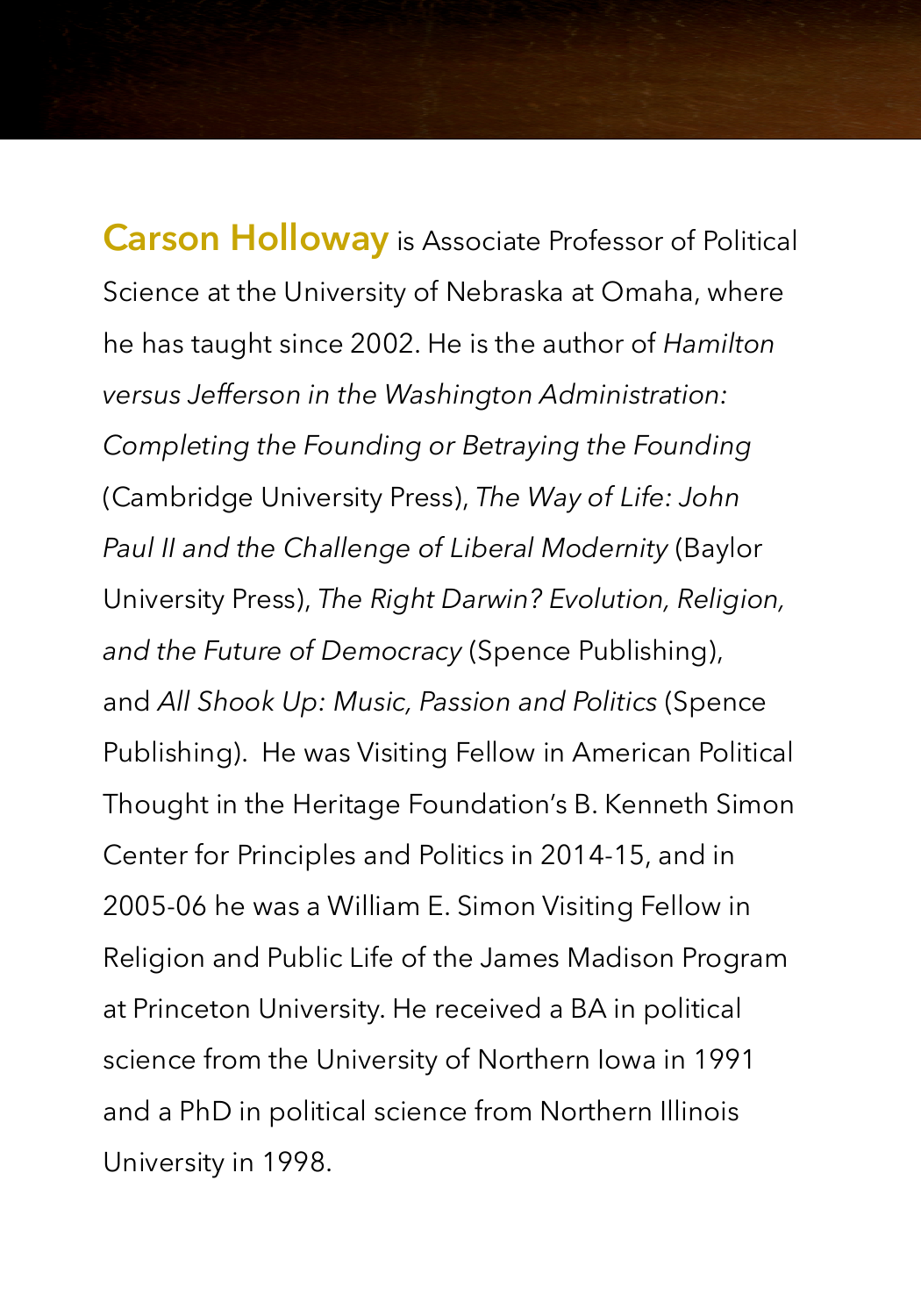**Carson Holloway** is Associate Professor of Political Science at the University of Nebraska at Omaha, where he has taught since 2002. He is the author of *Hamilton versus Jefferson in the Washington Administration: Completing the Founding or Betraying the Founding* (Cambridge University Press), *The Way of Life: John Paul II and the Challenge of Liberal Modernity* (Baylor University Press), *The Right Darwin? Evolution, Religion, and the Future of Democracy* (Spence Publishing), and *All Shook Up: Music, Passion and Politics* (Spence Publishing). He was Visiting Fellow in American Political Thought in the Heritage Foundation's B. Kenneth Simon Center for Principles and Politics in 2014-15, and in 2005-06 he was a William E. Simon Visiting Fellow in Religion and Public Life of the James Madison Program at Princeton University. He received a BA in political science from the University of Northern Iowa in 1991 and a PhD in political science from Northern Illinois University in 1998.